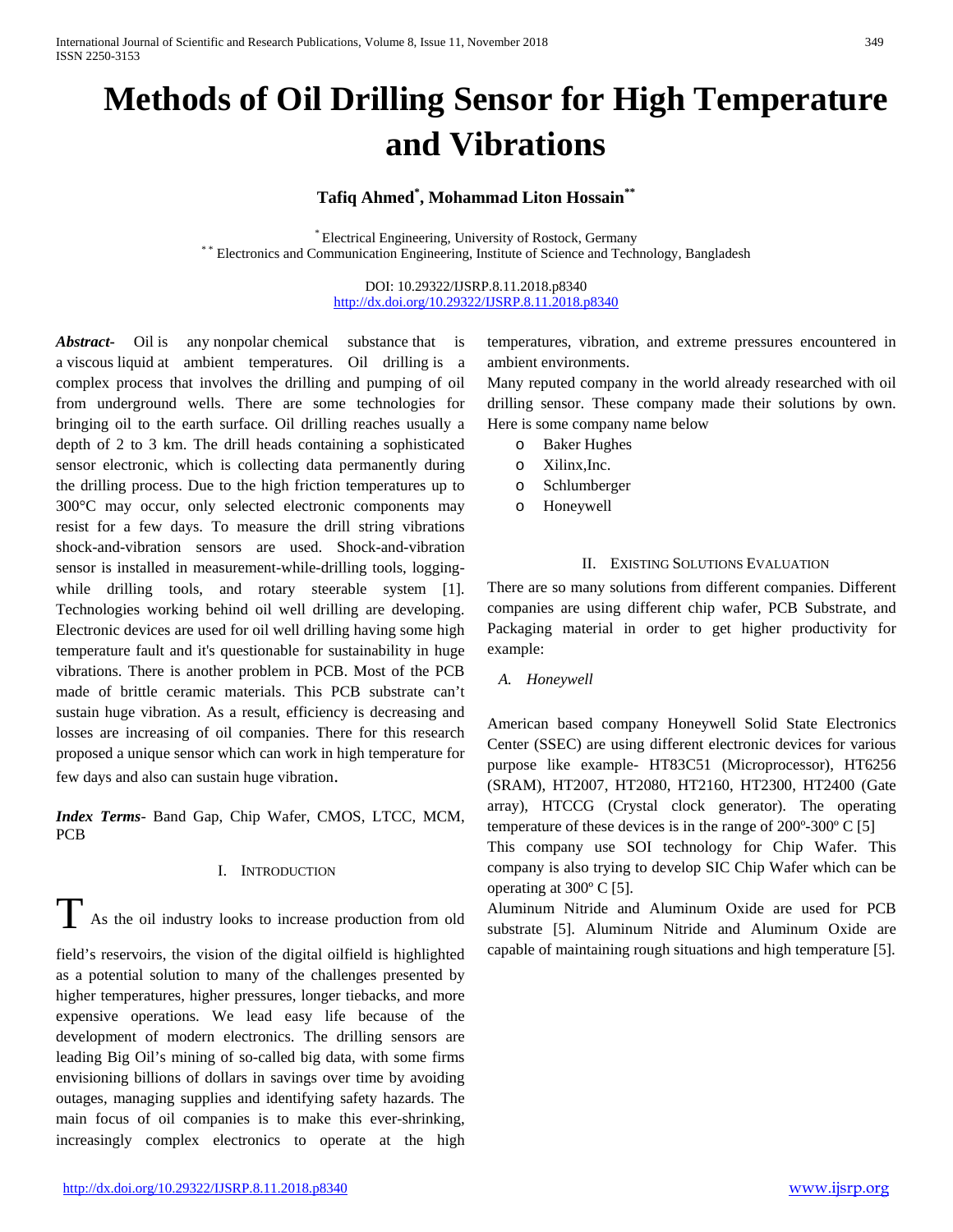# Methods of Oil Drilling Sensor for High Temperature and Vibrations

**Tafiq Ahmed[*], Mohammad Liton Hossain[**]**

[*] Electrical Engineering, University of Rostock, Germany
[**] Electronics and Communication Engineering, Institute of Science and Technology, Bangladesh

DOI: 10.29322/IJSRP.8.11.2018.p8340
http://dx.doi.org/10.29322/IJSRP.8.11.2018.p8340

***Abstract***- Oil is any nonpolar chemical substance that is a viscous liquid at ambient temperatures. Oil drilling is a complex process that involves the drilling and pumping of oil from underground wells. There are some technologies for bringing oil to the earth surface. Oil drilling reaches usually a depth of 2 to 3 km. The drill heads containing a sophisticated sensor electronic, which is collecting data permanently during the drilling process. Due to the high friction temperatures up to 300°C may occur, only selected electronic components may resist for a few days. To measure the drill string vibrations shock-and-vibration sensors are used. Shock-and-vibration sensor is installed in measurement-while-drilling tools, logging-while drilling tools, and rotary steerable system [1]. Technologies working behind oil well drilling are developing. Electronic devices are used for oil well drilling having some high temperature fault and it's questionable for sustainability in huge vibrations. There is another problem in PCB. Most of the PCB made of brittle ceramic materials. This PCB substrate can't sustain huge vibration. As a result, efficiency is decreasing and losses are increasing of oil companies. There for this research proposed a unique sensor which can work in high temperature for few days and also can sustain huge vibration.

***Index Terms***- Band Gap, Chip Wafer, CMOS, LTCC, MCM, PCB

## I. Introduction

The As the oil industry looks to increase production from old field's reservoirs, the vision of the digital oilfield is highlighted as a potential solution to many of the challenges presented by higher temperatures, higher pressures, longer tiebacks, and more expensive operations. We lead easy life because of the development of modern electronics. The drilling sensors are leading Big Oil's mining of so-called big data, with some firms envisioning billions of dollars in savings over time by avoiding outages, managing supplies and identifying safety hazards. The main focus of oil companies is to make this ever-shrinking, increasingly complex electronics to operate at the high temperatures, vibration, and extreme pressures encountered in ambient environments.

Many reputed company in the world already researched with oil drilling sensor. These company made their solutions by own. Here is some company name below

- Baker Hughes
- Xilinx,Inc.
- Schlumberger
- Honeywell

## II. Existing Solutions Evaluation

There are so many solutions from different companies. Different companies are using different chip wafer, PCB Substrate, and Packaging material in order to get higher productivity for example:

### *A. Honeywell*

American based company Honeywell Solid State Electronics Center (SSEC) are using different electronic devices for various purpose like example- HT83C51 (Microprocessor), HT6256 (SRAM), HT2007, HT2080, HT2160, HT2300, HT2400 (Gate array), HTCCG (Crystal clock generator). The operating temperature of these devices is in the range of 200º-300º C [5]

This company use SOI technology for Chip Wafer. This company is also trying to develop SIC Chip Wafer which can be operating at 300º C [5].

Aluminum Nitride and Aluminum Oxide are used for PCB substrate [5]. Aluminum Nitride and Aluminum Oxide are capable of maintaining rough situations and high temperature [5].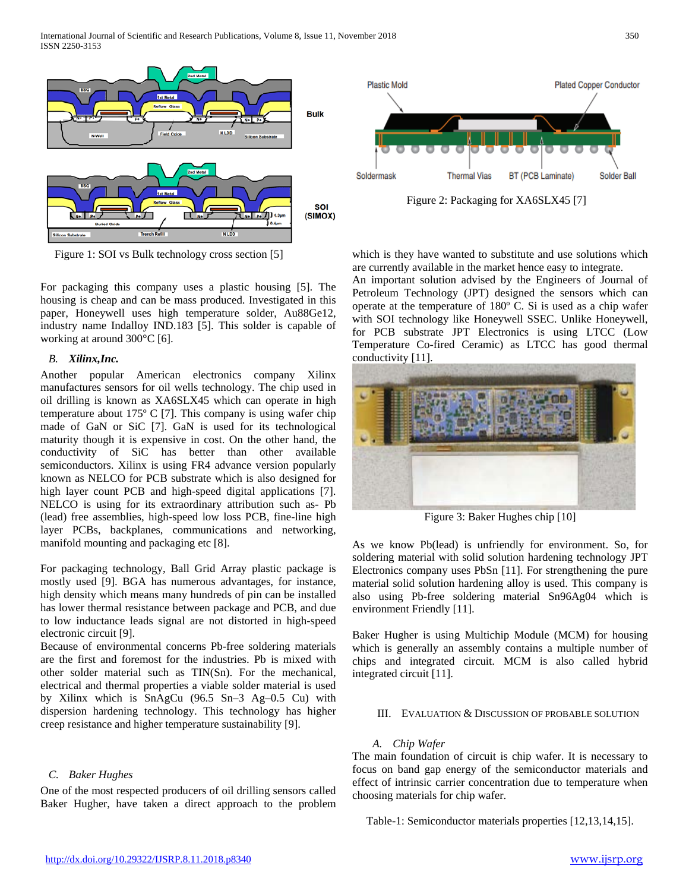Figure 1: SOI vs Bulk technology cross section [5]

For packaging this company uses a plastic housing [5]. The housing is cheap and can be mass produced. Investigated in this paper, Honeywell uses high temperature solder, Au88Ge12, industry name Indalloy IND.183 [5]. This solder is capable of working at around 300°C [6].

### *B. Xilinx,Inc.*

Another popular American electronics company Xilinx manufactures sensors for oil wells technology. The chip used in oil drilling is known as XA6SLX45 which can operate in high temperature about 175º C [7]. This company is using wafer chip made of GaN or SiC [7]. GaN is used for its technological maturity though it is expensive in cost. On the other hand, the conductivity of SiC has better than other available semiconductors. Xilinx is using FR4 advance version popularly known as NELCO for PCB substrate which is also designed for high layer count PCB and high-speed digital applications [7]. NELCO is using for its extraordinary attribution such as- Pb (lead) free assemblies, high-speed low loss PCB, fine-line high layer PCBs, backplanes, communications and networking, manifold mounting and packaging etc [8].

For packaging technology, Ball Grid Array plastic package is mostly used [9]. BGA has numerous advantages, for instance, high density which means many hundreds of pin can be installed has lower thermal resistance between package and PCB, and due to low inductance leads signal are not distorted in high-speed electronic circuit [9].
Because of environmental concerns Pb-free soldering materials are the first and foremost for the industries. Pb is mixed with other solder material such as TIN(Sn). For the mechanical, electrical and thermal properties a viable solder material is used by Xilinx which is SnAgCu (96.5 Sn–3 Ag–0.5 Cu) with dispersion hardening technology. This technology has higher creep resistance and higher temperature sustainability [9].

### *C. Baker Hughes*

One of the most respected producers of oil drilling sensors called Baker Hugher, have taken a direct approach to the problem which is they have wanted to substitute and use solutions which are currently available in the market hence easy to integrate.
An important solution advised by the Engineers of Journal of Petroleum Technology (JPT) designed the sensors which can operate at the temperature of 180º C. Si is used as a chip wafer with SOI technology like Honeywell SSEC. Unlike Honeywell, for PCB substrate JPT Electronics is using LTCC (Low Temperature Co-fired Ceramic) as LTCC has good thermal conductivity [11].

Figure 2: Packaging for XA6SLX45 [7]

Figure 3: Baker Hughes chip [10]

As we know Pb(lead) is unfriendly for environment. So, for soldering material with solid solution hardening technology JPT Electronics company uses PbSn [11]. For strengthening the pure material solid solution hardening alloy is used. This company is also using Pb-free soldering material Sn96Ag04 which is environment Friendly [11].

Baker Hugher is using Multichip Module (MCM) for housing which is generally an assembly contains a multiple number of chips and integrated circuit. MCM is also called hybrid integrated circuit [11].

## III. Evaluation & Discussion of Probable Solution

### *A. Chip Wafer*

The main foundation of circuit is chip wafer. It is necessary to focus on band gap energy of the semiconductor materials and effect of intrinsic carrier concentration due to temperature when choosing materials for chip wafer.

Table-1: Semiconductor materials properties [12,13,14,15].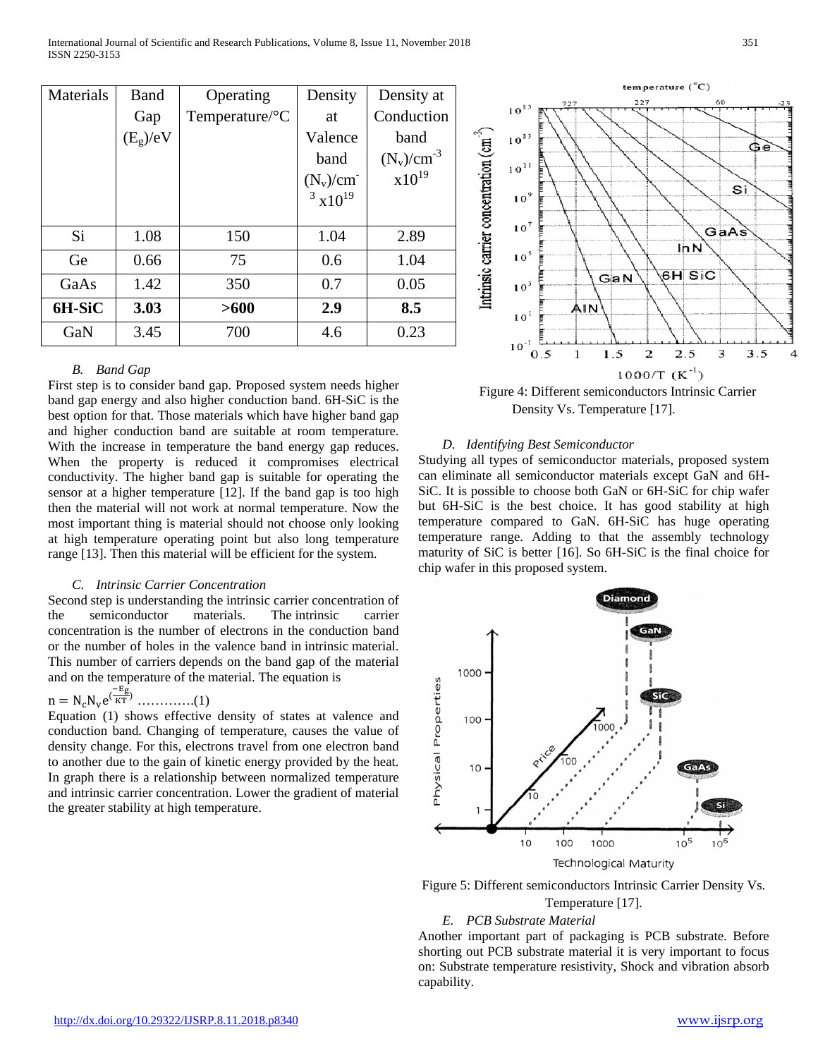| Materials | Band Gap ($E_g$)/eV | Operating Temperature/°C | Density at Valence band ($N_v$)/cm$^{-3}$ x$10^{19}$ | Density at Conduction band ($N_v$)/cm$^{-3}$ x$10^{19}$ |
|---|---|---|---|---|
| Si | 1.08 | 150 | 1.04 | 2.89 |
| Ge | 0.66 | 75 | 0.6 | 1.04 |
| GaAs | 1.42 | 350 | 0.7 | 0.05 |
| **6H-SiC** | **3.03** | **>600** | **2.9** | **8.5** |
| GaN | 3.45 | 700 | 4.6 | 0.23 |

### *B. Band Gap*

First step is to consider band gap. Proposed system needs higher band gap energy and also higher conduction band. 6H-SiC is the best option for that. Those materials which have higher band gap and higher conduction band are suitable at room temperature. With the increase in temperature the band energy gap reduces. When the property is reduced it compromises electrical conductivity. The higher band gap is suitable for operating the sensor at a higher temperature [12]. If the band gap is too high then the material will not work at normal temperature. Now the most important thing is material should not choose only looking at high temperature operating point but also long temperature range [13]. Then this material will be efficient for the system.

### *C. Intrinsic Carrier Concentration*

Second step is understanding the intrinsic carrier concentration of the semiconductor materials. The intrinsic carrier concentration is the number of electrons in the conduction band or the number of holes in the valence band in intrinsic material. This number of carriers depends on the band gap of the material and on the temperature of the material. The equation is

$n = N_c N_v e^{(\frac{-E_g}{KT})}$ ………….(1)

Equation (1) shows effective density of states at valence and conduction band. Changing of temperature, causes the value of density change. For this, electrons travel from one electron band to another due to the gain of kinetic energy provided by the heat. In graph there is a relationship between normalized temperature and intrinsic carrier concentration. Lower the gradient of material the greater stability at high temperature.

Figure 4: Different semiconductors Intrinsic Carrier Density Vs. Temperature [17].

### *D. Identifying Best Semiconductor*

Studying all types of semiconductor materials, proposed system can eliminate all semiconductor materials except GaN and 6H-SiC. It is possible to choose both GaN or 6H-SiC for chip wafer but 6H-SiC is the best choice. It has good stability at high temperature compared to GaN. 6H-SiC has huge operating temperature range. Adding to that the assembly technology maturity of SiC is better [16]. So 6H-SiC is the final choice for chip wafer in this proposed system.

Figure 5: Different semiconductors Intrinsic Carrier Density Vs. Temperature [17].

### *E. PCB Substrate Material*

Another important part of packaging is PCB substrate. Before shorting out PCB substrate material it is very important to focus on: Substrate temperature resistivity, Shock and vibration absorb capability.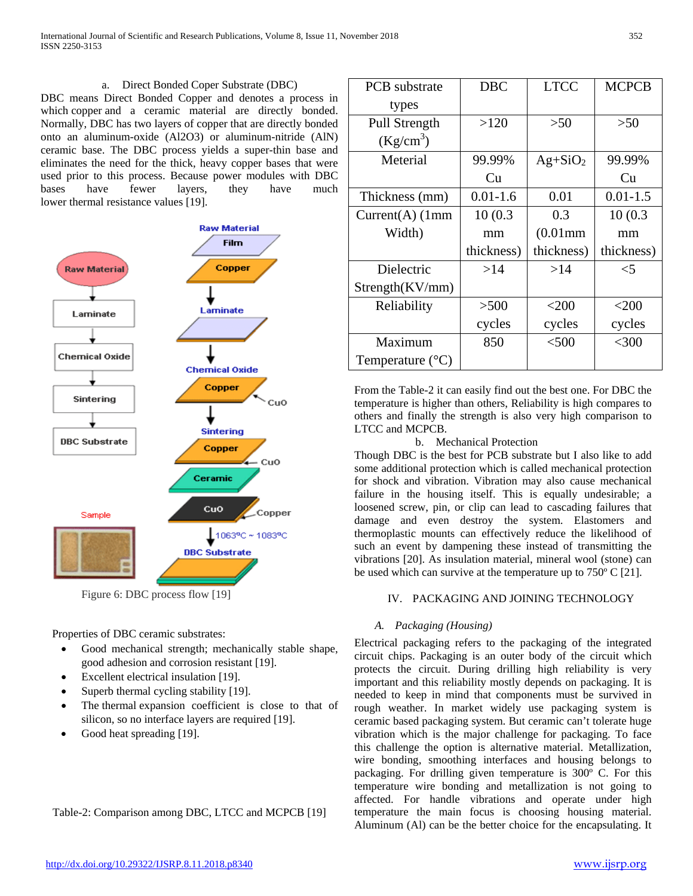a. Direct Bonded Coper Substrate (DBC)

DBC means Direct Bonded Copper and denotes a process in which copper and a ceramic material are directly bonded. Normally, DBC has two layers of copper that are directly bonded onto an aluminum-oxide (Al2O3) or aluminum-nitride (AlN) ceramic base. The DBC process yields a super-thin base and eliminates the need for the thick, heavy copper bases that were used prior to this process. Because power modules with DBC bases have fewer layers, they have much lower thermal resistance values [19].

Figure 6: DBC process flow [19]

Properties of DBC ceramic substrates:

- Good mechanical strength; mechanically stable shape, good adhesion and corrosion resistant [19].
- Excellent electrical insulation [19].
- Superb thermal cycling stability [19].
- The thermal expansion coefficient is close to that of silicon, so no interface layers are required [19].
- Good heat spreading [19].

Table-2: Comparison among DBC, LTCC and MCPCB [19]

| PCB substrate types | DBC | LTCC | MCPCB |
|---|---|---|---|
| Pull Strength (Kg/cm$^3$) | >120 | >50 | >50 |
| Meterial | 99.99% Cu | Ag+$SiO_2$ | 99.99% Cu |
| Thickness (mm) | 0.01-1.6 | 0.01 | 0.01-1.5 |
| Current(A) (1mm Width) | 10 (0.3 mm thickness) | 0.3 (0.01mm thickness) | 10 (0.3 mm thickness) |
| Dielectric Strength(KV/mm) | >14 | >14 | <5 |
| Reliability | >500 cycles | <200 cycles | <200 cycles |
| Maximum Temperature (°C) | 850 | <500 | <300 |

From the Table-2 it can easily find out the best one. For DBC the temperature is higher than others, Reliability is high compares to others and finally the strength is also very high comparison to LTCC and MCPCB.

b. Mechanical Protection

Though DBC is the best for PCB substrate but I also like to add some additional protection which is called mechanical protection for shock and vibration. Vibration may also cause mechanical failure in the housing itself. This is equally undesirable; a loosened screw, pin, or clip can lead to cascading failures that damage and even destroy the system. Elastomers and thermoplastic mounts can effectively reduce the likelihood of such an event by dampening these instead of transmitting the vibrations [20]. As insulation material, mineral wool (stone) can be used which can survive at the temperature up to 750º C [21].

## IV. PACKAGING AND JOINING TECHNOLOGY

### *A. Packaging (Housing)*

Electrical packaging refers to the packaging of the integrated circuit chips. Packaging is an outer body of the circuit which protects the circuit. During drilling high reliability is very important and this reliability mostly depends on packaging. It is needed to keep in mind that components must be survived in rough weather. In market widely use packaging system is ceramic based packaging system. But ceramic can't tolerate huge vibration which is the major challenge for packaging. To face this challenge the option is alternative material. Metallization, wire bonding, smoothing interfaces and housing belongs to packaging. For drilling given temperature is 300º C. For this temperature wire bonding and metallization is not going to affected. For handle vibrations and operate under high temperature the main focus is choosing housing material. Aluminum (Al) can be the better choice for the encapsulating. It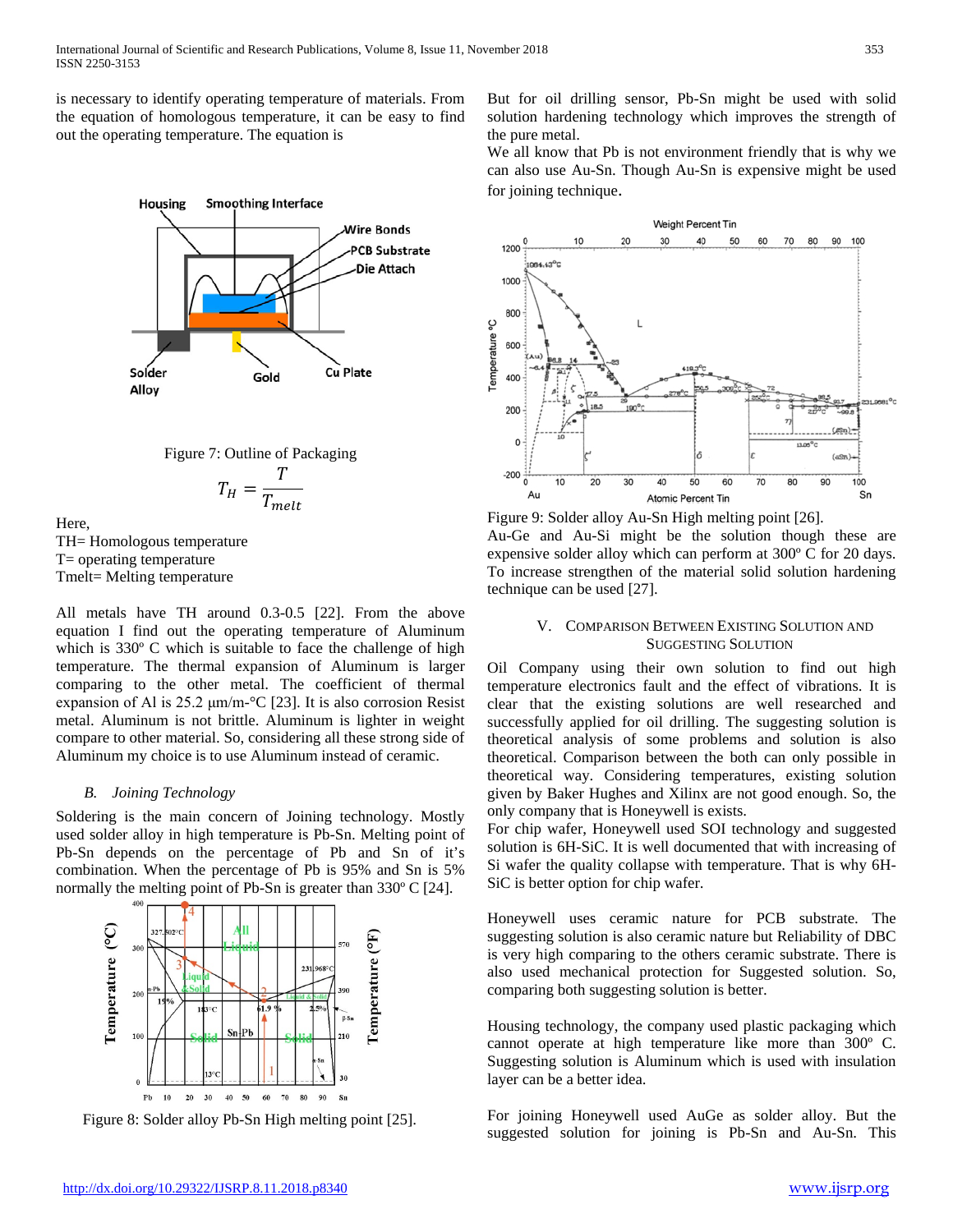is necessary to identify operating temperature of materials. From the equation of homologous temperature, it can be easy to find out the operating temperature. The equation is

Figure 7: Outline of Packaging

$$T_H = \frac{T}{T_{melt}}$$

Here,
TH= Homologous temperature
T= operating temperature
Tmelt= Melting temperature

All metals have TH around 0.3-0.5 [22]. From the above equation I find out the operating temperature of Aluminum which is 330º C which is suitable to face the challenge of high temperature. The thermal expansion of Aluminum is larger comparing to the other metal. The coefficient of thermal expansion of Al is 25.2 µm/m-°C [23]. It is also corrosion Resist metal. Aluminum is not brittle. Aluminum is lighter in weight compare to other material. So, considering all these strong side of Aluminum my choice is to use Aluminum instead of ceramic.

### *B. Joining Technology*

Soldering is the main concern of Joining technology. Mostly used solder alloy in high temperature is Pb-Sn. Melting point of Pb-Sn depends on the percentage of Pb and Sn of it's combination. When the percentage of Pb is 95% and Sn is 5% normally the melting point of Pb-Sn is greater than 330º C [24].

Figure 8: Solder alloy Pb-Sn High melting point [25].

But for oil drilling sensor, Pb-Sn might be used with solid solution hardening technology which improves the strength of the pure metal.

We all know that Pb is not environment friendly that is why we can also use Au-Sn. Though Au-Sn is expensive might be used for joining technique.

Figure 9: Solder alloy Au-Sn High melting point [26].

Au-Ge and Au-Si might be the solution though these are expensive solder alloy which can perform at 300º C for 20 days. To increase strengthen of the material solid solution hardening technique can be used [27].

## V. Comparison Between Existing Solution and Suggesting Solution

Oil Company using their own solution to find out high temperature electronics fault and the effect of vibrations. It is clear that the existing solutions are well researched and successfully applied for oil drilling. The suggesting solution is theoretical analysis of some problems and solution is also theoretical. Comparison between the both can only possible in theoretical way. Considering temperatures, existing solution given by Baker Hughes and Xilinx are not good enough. So, the only company that is Honeywell is exists.

For chip wafer, Honeywell used SOI technology and suggested solution is 6H-SiC. It is well documented that with increasing of Si wafer the quality collapse with temperature. That is why 6H-SiC is better option for chip wafer.

Honeywell uses ceramic nature for PCB substrate. The suggesting solution is also ceramic nature but Reliability of DBC is very high comparing to the others ceramic substrate. There is also used mechanical protection for Suggested solution. So, comparing both suggesting solution is better.

Housing technology, the company used plastic packaging which cannot operate at high temperature like more than 300º C. Suggesting solution is Aluminum which is used with insulation layer can be a better idea.

For joining Honeywell used AuGe as solder alloy. But the suggested solution for joining is Pb-Sn and Au-Sn. This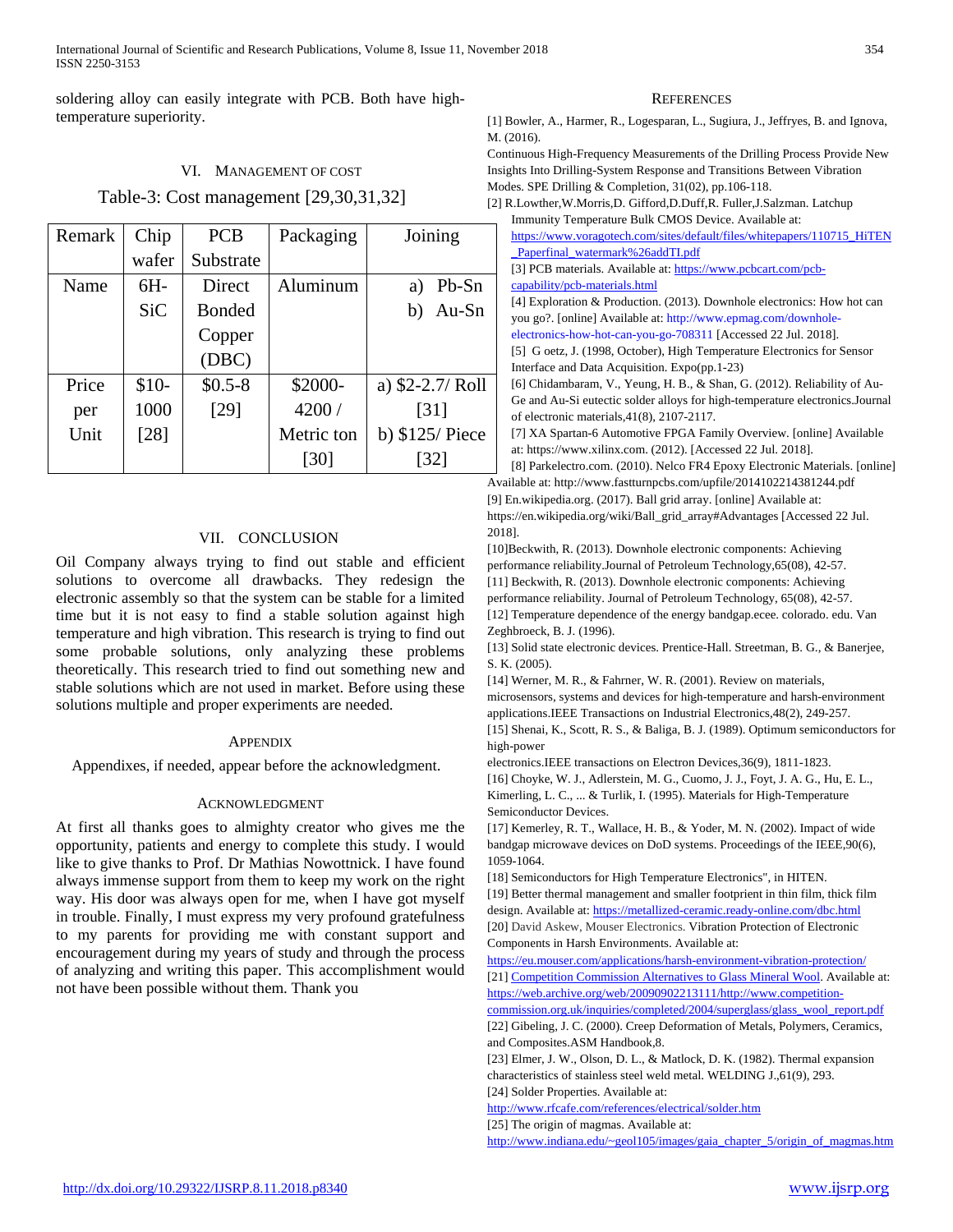soldering alloy can easily integrate with PCB. Both have high-temperature superiority.

## VI. Management of Cost

Table-3: Cost management [29,30,31,32]

| Remark | Chip wafer | PCB Substrate | Packaging | Joining |
|---|---|---|---|---|
| Name | 6H-SiC | Direct Bonded Copper (DBC) | Aluminum | a) Pb-Sn b) Au-Sn |
| Price per Unit | $10-1000 [28] | $0.5-8 [29] | $2000-4200 / Metric ton [30] | a) $2-2.7/ Roll [31] b) $125/ Piece [32] |

## VII. Conclusion

Oil Company always trying to find out stable and efficient solutions to overcome all drawbacks. They redesign the electronic assembly so that the system can be stable for a limited time but it is not easy to find a stable solution against high temperature and high vibration. This research is trying to find out some probable solutions, only analyzing these problems theoretically. This research tried to find out something new and stable solutions which are not used in market. Before using these solutions multiple and proper experiments are needed.

## Appendix

Appendixes, if needed, appear before the acknowledgment.

## Acknowledgment

At first all thanks goes to almighty creator who gives me the opportunity, patients and energy to complete this study. I would like to give thanks to Prof. Dr Mathias Nowottnick. I have found always immense support from them to keep my work on the right way. His door was always open for me, when I have got myself in trouble. Finally, I must express my very profound gratefulness to my parents for providing me with constant support and encouragement during my years of study and through the process of analyzing and writing this paper. This accomplishment would not have been possible without them. Thank you

## References

[1] Bowler, A., Harmer, R., Logesparan, L., Sugiura, J., Jeffryes, B. and Ignova, M. (2016).
Continuous High-Frequency Measurements of the Drilling Process Provide New Insights Into Drilling-System Response and Transitions Between Vibration Modes. SPE Drilling & Completion, 31(02), pp.106-118.

[2] R.Lowther,W.Morris,D. Gifford,D.Duff,R. Fuller,J.Salzman. Latchup Immunity Temperature Bulk CMOS Device. Available at: https://www.voragotech.com/sites/default/files/whitepapers/110715_HiTEN_Paperfinal_watermark%26addTI.pdf

[3] PCB materials. Available at: https://www.pcbcart.com/pcb-capability/pcb-materials.html

[4] Exploration & Production. (2013). Downhole electronics: How hot can you go?. [online] Available at: http://www.epmag.com/downhole-electronics-how-hot-can-you-go-708311 [Accessed 22 Jul. 2018].

[5] G oetz, J. (1998, October), High Temperature Electronics for Sensor Interface and Data Acquisition. Expo(pp.1-23)

[6] Chidambaram, V., Yeung, H. B., & Shan, G. (2012). Reliability of Au-Ge and Au-Si eutectic solder alloys for high-temperature electronics.Journal of electronic materials,41(8), 2107-2117.

[7] XA Spartan-6 Automotive FPGA Family Overview. [online] Available at: https://www.xilinx.com. (2012). [Accessed 22 Jul. 2018].

[8] Parkelectro.com. (2010). Nelco FR4 Epoxy Electronic Materials. [online] Available at: http://www.fastturnpcbs.com/upfile/2014102214381244.pdf

[9] En.wikipedia.org. (2017). Ball grid array. [online] Available at: https://en.wikipedia.org/wiki/Ball_grid_array#Advantages [Accessed 22 Jul. 2018].

[10]Beckwith, R. (2013). Downhole electronic components: Achieving performance reliability.Journal of Petroleum Technology,65(08), 42-57.

[11] Beckwith, R. (2013). Downhole electronic components: Achieving performance reliability. Journal of Petroleum Technology, 65(08), 42-57.

[12] Temperature dependence of the energy bandgap.ecee. colorado. edu. Van Zeghbroeck, B. J. (1996).

[13] Solid state electronic devices. Prentice-Hall. Streetman, B. G., & Banerjee, S. K. (2005).

[14] Werner, M. R., & Fahrner, W. R. (2001). Review on materials, microsensors, systems and devices for high-temperature and harsh-environment applications.IEEE Transactions on Industrial Electronics,48(2), 249-257.

[15] Shenai, K., Scott, R. S., & Baliga, B. J. (1989). Optimum semiconductors for high-power electronics.IEEE transactions on Electron Devices,36(9), 1811-1823.

[16] Choyke, W. J., Adlerstein, M. G., Cuomo, J. J., Foyt, J. A. G., Hu, E. L., Kimerling, L. C., ... & Turlik, I. (1995). Materials for High-Temperature Semiconductor Devices.

[17] Kemerley, R. T., Wallace, H. B., & Yoder, M. N. (2002). Impact of wide bandgap microwave devices on DoD systems. Proceedings of the IEEE,90(6), 1059-1064.

[18] Semiconductors for High Temperature Electronics", in HITEN.

[19] Better thermal management and smaller footprient in thin film, thick film design. Available at: https://metallized-ceramic.ready-online.com/dbc.html

[20] David Askew, Mouser Electronics. Vibration Protection of Electronic Components in Harsh Environments. Available at: https://eu.mouser.com/applications/harsh-environment-vibration-protection/

[21] Competition Commission Alternatives to Glass Mineral Wool. Available at: https://web.archive.org/web/20090902213111/http://www.competition-commission.org.uk/inquiries/completed/2004/superglass/glass_wool_report.pdf

[22] Gibeling, J. C. (2000). Creep Deformation of Metals, Polymers, Ceramics, and Composites.ASM Handbook,8.

[23] Elmer, J. W., Olson, D. L., & Matlock, D. K. (1982). Thermal expansion characteristics of stainless steel weld metal. WELDING J.,61(9), 293.

[24] Solder Properties. Available at: http://www.rfcafe.com/references/electrical/solder.htm

[25] The origin of magmas. Available at: http://www.indiana.edu/~geol105/images/gaia_chapter_5/origin_of_magmas.htm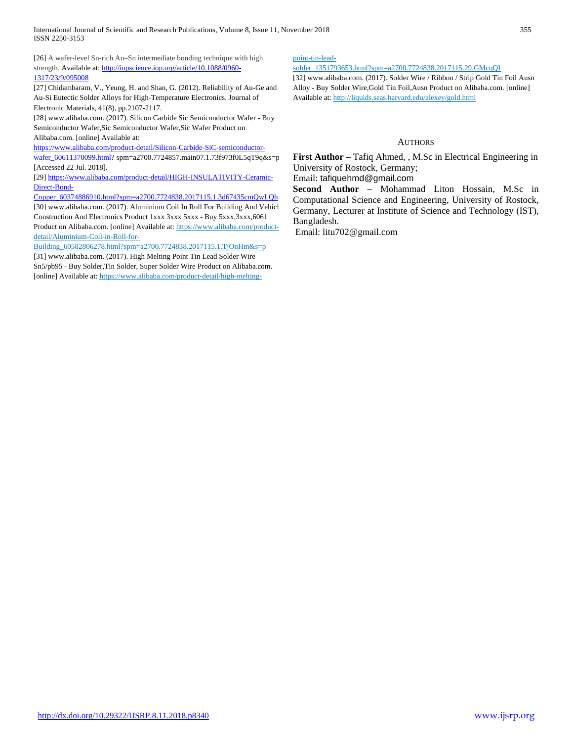[26] A wafer-level Sn-rich Au–Sn intermediate bonding technique with high strength. Available at: http://iopscience.iop.org/article/10.1088/0960-1317/23/9/095008

[27] Chidambaram, V., Yeung, H. and Shan, G. (2012). Reliability of Au-Ge and Au-Si Eutectic Solder Alloys for High-Temperature Electronics. Journal of Electronic Materials, 41(8), pp.2107-2117.

[28] www.alibaba.com. (2017). Silicon Carbide Sic Semiconductor Wafer - Buy Semiconductor Wafer,Sic Semiconductor Wafer,Sic Wafer Product on Alibaba.com. [online] Available at: https://www.alibaba.com/product-detail/Silicon-Carbide-SiC-semiconductor-wafer_60611370099.html? spm=a2700.7724857.main07.1.73f973f0L5qT9q&s=p [Accessed 22 Jul. 2018].

[29] https://www.alibaba.com/product-detail/HIGH-INSULATIVITY-Ceramic-Direct-Bond-Copper_60374886910.html?spm=a2700.7724838.2017115.1.3d67435cmQwLQh

[30] www.alibaba.com. (2017). Aluminium Coil In Roll For Building And Vehicl Construction And Electronics Product 1xxx 3xxx 5xxx - Buy 5xxx,3xxx,6061 Product on Alibaba.com. [online] Available at: https://www.alibaba.com/product-detail/Aluminium-Coil-in-Roll-for-Building_60582806278.html?spm=a2700.7724838.2017115.1.TjOnHm&s=p

[31] www.alibaba.com. (2017). High Melting Point Tin Lead Solder Wire Sn5/pb95 - Buy Solder,Tin Solder, Super Solder Wire Product on Alibaba.com. [online] Available at: https://www.alibaba.com/product-detail/high-melting-point-tin-lead-solder_1351793653.html?spm=a2700.7724838.2017115.29.GMcqQI

[32] www.alibaba.com. (2017). Solder Wire / Ribbon / Strip Gold Tin Foil Ausn Alloy - Buy Solder Wire,Gold Tin Foil,Ausn Product on Alibaba.com. [online] Available at: http://liquids.seas.harvard.edu/alexey/gold.html

## AUTHORS

**First Author** – Tafiq Ahmed, , M.Sc in Electrical Engineering in University of Rostock, Germany;
Email: tafiquehmd@gmail.com

**Second Author** – Mohammad Liton Hossain, M.Sc in Computational Science and Engineering, University of Rostock, Germany, Lecturer at Institute of Science and Technology (IST), Bangladesh.
Email: litu702@gmail.com